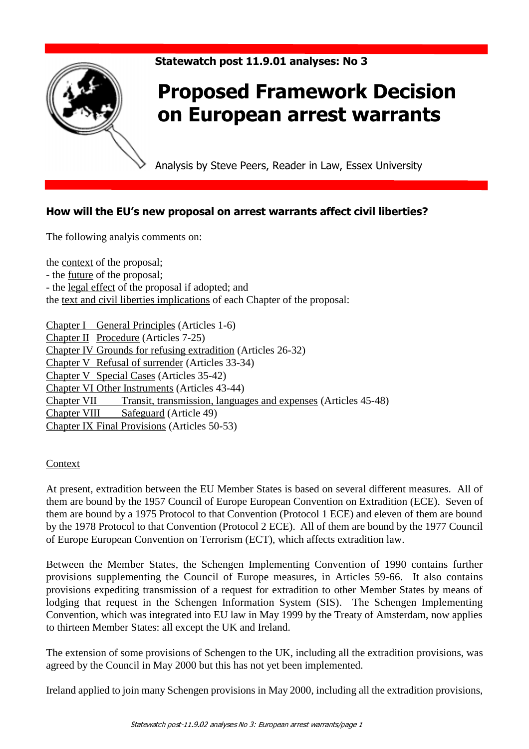**Statewatch post 11.9.01 analyses: No 3**

# Proposed Framework Decision on European arrest warrants

Analysis by Steve Peers, Reader in Law, Essex University

## How will the EU's new proposal on arrest warrants affect civil liberties?

The following analyis comments on:

the context of the proposal;
- the future of the proposal;
- the legal effect of the proposal if adopted; and

the text and civil liberties implications of each Chapter of the proposal:

Chapter I General Principles (Articles 1-6)
Chapter II Procedure (Articles 7-25)
Chapter IV Grounds for refusing extradition (Articles 26-32)
Chapter V Refusal of surrender (Articles 33-34)
Chapter V Special Cases (Articles 35-42)
Chapter VI Other Instruments (Articles 43-44)
Chapter VII Transit, transmission, languages and expenses (Articles 45-48)
Chapter VIII Safeguard (Article 49)
Chapter IX Final Provisions (Articles 50-53)

### Context

At present, extradition between the EU Member States is based on several different measures. All of them are bound by the 1957 Council of Europe European Convention on Extradition (ECE). Seven of them are bound by a 1975 Protocol to that Convention (Protocol 1 ECE) and eleven of them are bound by the 1978 Protocol to that Convention (Protocol 2 ECE). All of them are bound by the 1977 Council of Europe European Convention on Terrorism (ECT), which affects extradition law.

Between the Member States, the Schengen Implementing Convention of 1990 contains further provisions supplementing the Council of Europe measures, in Articles 59-66. It also contains provisions expediting transmission of a request for extradition to other Member States by means of lodging that request in the Schengen Information System (SIS). The Schengen Implementing Convention, which was integrated into EU law in May 1999 by the Treaty of Amsterdam, now applies to thirteen Member States: all except the UK and Ireland.

The extension of some provisions of Schengen to the UK, including all the extradition provisions, was agreed by the Council in May 2000 but this has not yet been implemented.

Ireland applied to join many Schengen provisions in May 2000, including all the extradition provisions,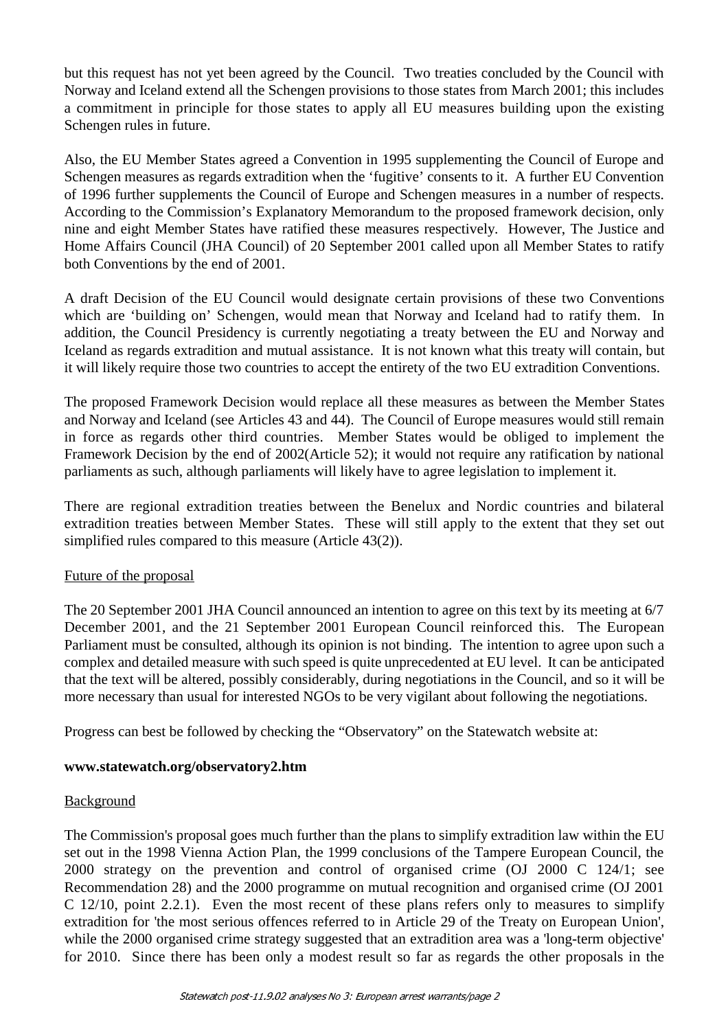but this request has not yet been agreed by the Council. Two treaties concluded by the Council with Norway and Iceland extend all the Schengen provisions to those states from March 2001; this includes a commitment in principle for those states to apply all EU measures building upon the existing Schengen rules in future.

Also, the EU Member States agreed a Convention in 1995 supplementing the Council of Europe and Schengen measures as regards extradition when the 'fugitive' consents to it. A further EU Convention of 1996 further supplements the Council of Europe and Schengen measures in a number of respects. According to the Commission's Explanatory Memorandum to the proposed framework decision, only nine and eight Member States have ratified these measures respectively. However, The Justice and Home Affairs Council (JHA Council) of 20 September 2001 called upon all Member States to ratify both Conventions by the end of 2001.

A draft Decision of the EU Council would designate certain provisions of these two Conventions which are 'building on' Schengen, would mean that Norway and Iceland had to ratify them. In addition, the Council Presidency is currently negotiating a treaty between the EU and Norway and Iceland as regards extradition and mutual assistance. It is not known what this treaty will contain, but it will likely require those two countries to accept the entirety of the two EU extradition Conventions.

The proposed Framework Decision would replace all these measures as between the Member States and Norway and Iceland (see Articles 43 and 44). The Council of Europe measures would still remain in force as regards other third countries. Member States would be obliged to implement the Framework Decision by the end of 2002(Article 52); it would not require any ratification by national parliaments as such, although parliaments will likely have to agree legislation to implement it.

There are regional extradition treaties between the Benelux and Nordic countries and bilateral extradition treaties between Member States. These will still apply to the extent that they set out simplified rules compared to this measure (Article 43(2)).

## Future of the proposal

The 20 September 2001 JHA Council announced an intention to agree on this text by its meeting at 6/7 December 2001, and the 21 September 2001 European Council reinforced this. The European Parliament must be consulted, although its opinion is not binding. The intention to agree upon such a complex and detailed measure with such speed is quite unprecedented at EU level. It can be anticipated that the text will be altered, possibly considerably, during negotiations in the Council, and so it will be more necessary than usual for interested NGOs to be very vigilant about following the negotiations.

Progress can best be followed by checking the "Observatory" on the Statewatch website at:

**www.statewatch.org/observatory2.htm**

## Background

The Commission's proposal goes much further than the plans to simplify extradition law within the EU set out in the 1998 Vienna Action Plan, the 1999 conclusions of the Tampere European Council, the 2000 strategy on the prevention and control of organised crime (OJ 2000 C 124/1; see Recommendation 28) and the 2000 programme on mutual recognition and organised crime (OJ 2001 C 12/10, point 2.2.1). Even the most recent of these plans refers only to measures to simplify extradition for 'the most serious offences referred to in Article 29 of the Treaty on European Union', while the 2000 organised crime strategy suggested that an extradition area was a 'long-term objective' for 2010. Since there has been only a modest result so far as regards the other proposals in the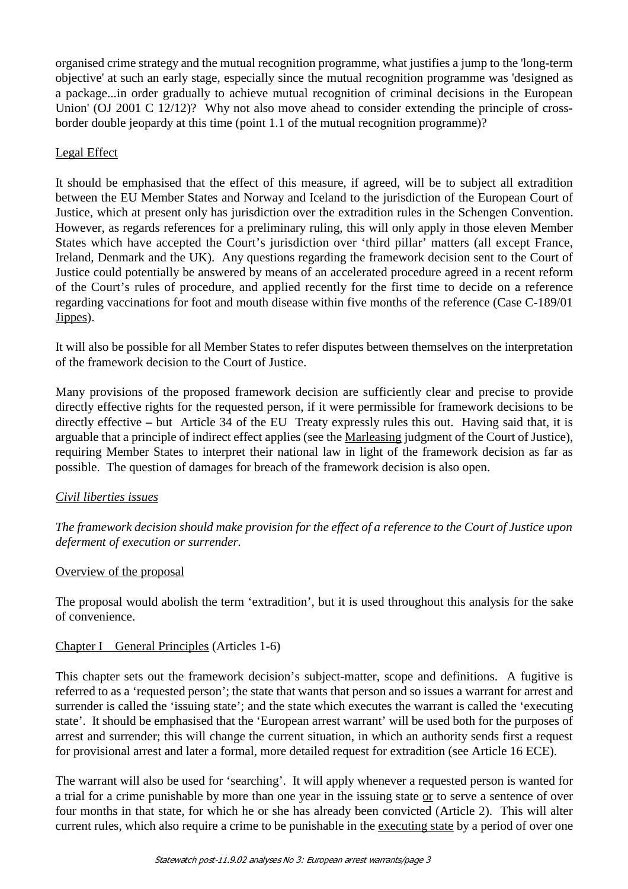organised crime strategy and the mutual recognition programme, what justifies a jump to the 'long-term objective' at such an early stage, especially since the mutual recognition programme was 'designed as a package...in order gradually to achieve mutual recognition of criminal decisions in the European Union' (OJ 2001 C 12/12)? Why not also move ahead to consider extending the principle of cross-border double jeopardy at this time (point 1.1 of the mutual recognition programme)?

Legal Effect

It should be emphasised that the effect of this measure, if agreed, will be to subject all extradition between the EU Member States and Norway and Iceland to the jurisdiction of the European Court of Justice, which at present only has jurisdiction over the extradition rules in the Schengen Convention. However, as regards references for a preliminary ruling, this will only apply in those eleven Member States which have accepted the Court's jurisdiction over 'third pillar' matters (all except France, Ireland, Denmark and the UK). Any questions regarding the framework decision sent to the Court of Justice could potentially be answered by means of an accelerated procedure agreed in a recent reform of the Court's rules of procedure, and applied recently for the first time to decide on a reference regarding vaccinations for foot and mouth disease within five months of the reference (Case C-189/01 Jippes).

It will also be possible for all Member States to refer disputes between themselves on the interpretation of the framework decision to the Court of Justice.

Many provisions of the proposed framework decision are sufficiently clear and precise to provide directly effective rights for the requested person, if it were permissible for framework decisions to be directly effective – but Article 34 of the EU Treaty expressly rules this out. Having said that, it is arguable that a principle of indirect effect applies (see the Marleasing judgment of the Court of Justice), requiring Member States to interpret their national law in light of the framework decision as far as possible. The question of damages for breach of the framework decision is also open.

*Civil liberties issues*

*The framework decision should make provision for the effect of a reference to the Court of Justice upon deferment of execution or surrender.*

Overview of the proposal

The proposal would abolish the term 'extradition', but it is used throughout this analysis for the sake of convenience.

Chapter I General Principles (Articles 1-6)

This chapter sets out the framework decision's subject-matter, scope and definitions. A fugitive is referred to as a 'requested person'; the state that wants that person and so issues a warrant for arrest and surrender is called the 'issuing state'; and the state which executes the warrant is called the 'executing state'. It should be emphasised that the 'European arrest warrant' will be used both for the purposes of arrest and surrender; this will change the current situation, in which an authority sends first a request for provisional arrest and later a formal, more detailed request for extradition (see Article 16 ECE).

The warrant will also be used for 'searching'. It will apply whenever a requested person is wanted for a trial for a crime punishable by more than one year in the issuing state or to serve a sentence of over four months in that state, for which he or she has already been convicted (Article 2). This will alter current rules, which also require a crime to be punishable in the executing state by a period of over one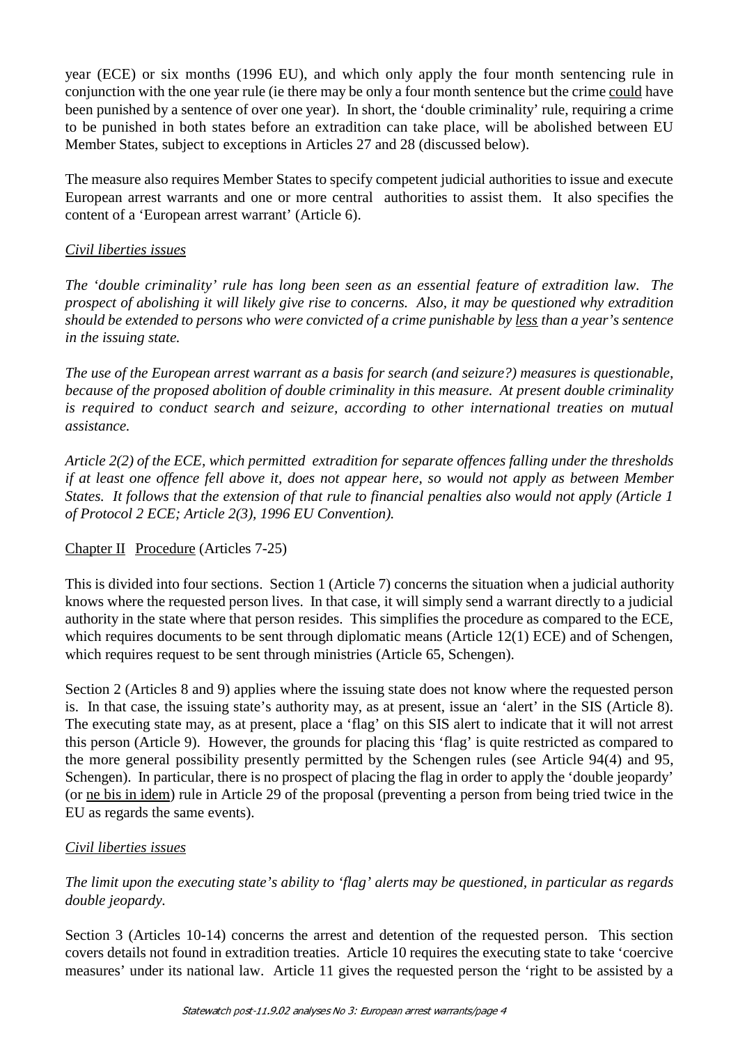year (ECE) or six months (1996 EU), and which only apply the four month sentencing rule in conjunction with the one year rule (ie there may be only a four month sentence but the crime could have been punished by a sentence of over one year). In short, the 'double criminality' rule, requiring a crime to be punished in both states before an extradition can take place, will be abolished between EU Member States, subject to exceptions in Articles 27 and 28 (discussed below).

The measure also requires Member States to specify competent judicial authorities to issue and execute European arrest warrants and one or more central authorities to assist them. It also specifies the content of a 'European arrest warrant' (Article 6).

*Civil liberties issues*

*The 'double criminality' rule has long been seen as an essential feature of extradition law. The prospect of abolishing it will likely give rise to concerns. Also, it may be questioned why extradition should be extended to persons who were convicted of a crime punishable by less than a year's sentence in the issuing state.*

*The use of the European arrest warrant as a basis for search (and seizure?) measures is questionable, because of the proposed abolition of double criminality in this measure. At present double criminality is required to conduct search and seizure, according to other international treaties on mutual assistance.*

*Article 2(2) of the ECE, which permitted extradition for separate offences falling under the thresholds if at least one offence fell above it, does not appear here, so would not apply as between Member States. It follows that the extension of that rule to financial penalties also would not apply (Article 1 of Protocol 2 ECE; Article 2(3), 1996 EU Convention).*

Chapter II Procedure (Articles 7-25)

This is divided into four sections. Section 1 (Article 7) concerns the situation when a judicial authority knows where the requested person lives. In that case, it will simply send a warrant directly to a judicial authority in the state where that person resides. This simplifies the procedure as compared to the ECE, which requires documents to be sent through diplomatic means (Article 12(1) ECE) and of Schengen, which requires request to be sent through ministries (Article 65, Schengen).

Section 2 (Articles 8 and 9) applies where the issuing state does not know where the requested person is. In that case, the issuing state's authority may, as at present, issue an 'alert' in the SIS (Article 8). The executing state may, as at present, place a 'flag' on this SIS alert to indicate that it will not arrest this person (Article 9). However, the grounds for placing this 'flag' is quite restricted as compared to the more general possibility presently permitted by the Schengen rules (see Article 94(4) and 95, Schengen). In particular, there is no prospect of placing the flag in order to apply the 'double jeopardy' (or ne bis in idem) rule in Article 29 of the proposal (preventing a person from being tried twice in the EU as regards the same events).

*Civil liberties issues*

*The limit upon the executing state's ability to 'flag' alerts may be questioned, in particular as regards double jeopardy.*

Section 3 (Articles 10-14) concerns the arrest and detention of the requested person. This section covers details not found in extradition treaties. Article 10 requires the executing state to take 'coercive measures' under its national law. Article 11 gives the requested person the 'right to be assisted by a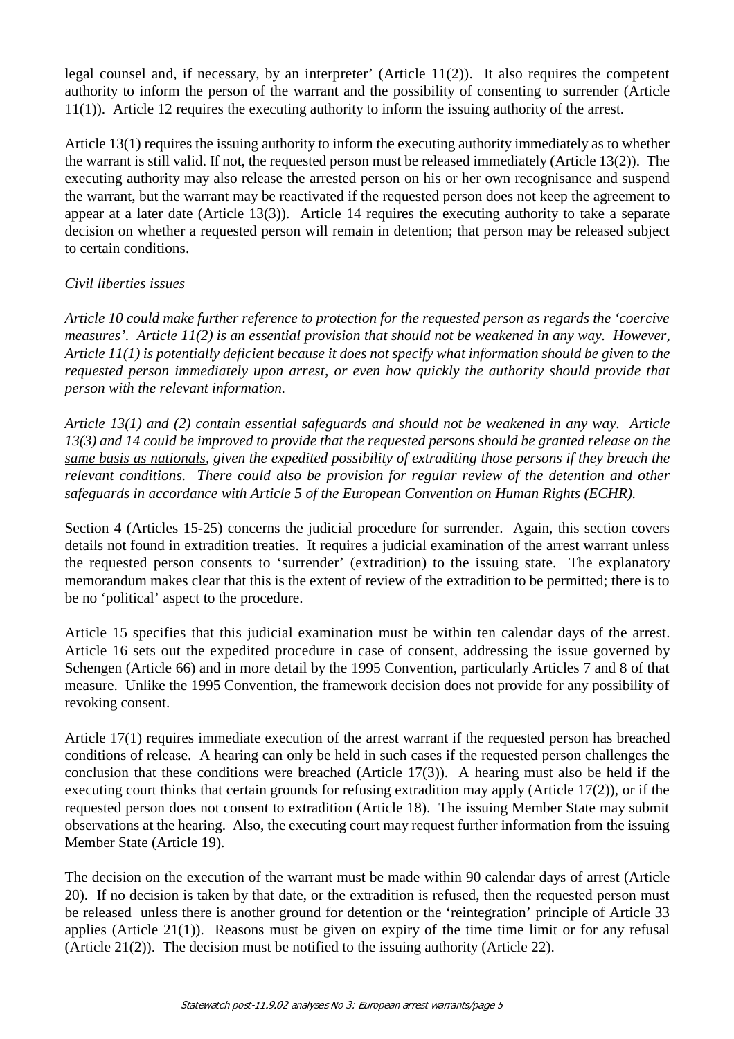legal counsel and, if necessary, by an interpreter' (Article 11(2)). It also requires the competent authority to inform the person of the warrant and the possibility of consenting to surrender (Article 11(1)). Article 12 requires the executing authority to inform the issuing authority of the arrest.

Article 13(1) requires the issuing authority to inform the executing authority immediately as to whether the warrant is still valid. If not, the requested person must be released immediately (Article 13(2)). The executing authority may also release the arrested person on his or her own recognisance and suspend the warrant, but the warrant may be reactivated if the requested person does not keep the agreement to appear at a later date (Article 13(3)). Article 14 requires the executing authority to take a separate decision on whether a requested person will remain in detention; that person may be released subject to certain conditions.

*Civil liberties issues*

*Article 10 could make further reference to protection for the requested person as regards the 'coercive measures'. Article 11(2) is an essential provision that should not be weakened in any way. However, Article 11(1) is potentially deficient because it does not specify what information should be given to the requested person immediately upon arrest, or even how quickly the authority should provide that person with the relevant information.*

*Article 13(1) and (2) contain essential safeguards and should not be weakened in any way. Article 13(3) and 14 could be improved to provide that the requested persons should be granted release on the same basis as nationals, given the expedited possibility of extraditing those persons if they breach the relevant conditions. There could also be provision for regular review of the detention and other safeguards in accordance with Article 5 of the European Convention on Human Rights (ECHR).*

Section 4 (Articles 15-25) concerns the judicial procedure for surrender. Again, this section covers details not found in extradition treaties. It requires a judicial examination of the arrest warrant unless the requested person consents to 'surrender' (extradition) to the issuing state. The explanatory memorandum makes clear that this is the extent of review of the extradition to be permitted; there is to be no 'political' aspect to the procedure.

Article 15 specifies that this judicial examination must be within ten calendar days of the arrest. Article 16 sets out the expedited procedure in case of consent, addressing the issue governed by Schengen (Article 66) and in more detail by the 1995 Convention, particularly Articles 7 and 8 of that measure. Unlike the 1995 Convention, the framework decision does not provide for any possibility of revoking consent.

Article 17(1) requires immediate execution of the arrest warrant if the requested person has breached conditions of release. A hearing can only be held in such cases if the requested person challenges the conclusion that these conditions were breached (Article 17(3)). A hearing must also be held if the executing court thinks that certain grounds for refusing extradition may apply (Article 17(2)), or if the requested person does not consent to extradition (Article 18). The issuing Member State may submit observations at the hearing. Also, the executing court may request further information from the issuing Member State (Article 19).

The decision on the execution of the warrant must be made within 90 calendar days of arrest (Article 20). If no decision is taken by that date, or the extradition is refused, then the requested person must be released unless there is another ground for detention or the 'reintegration' principle of Article 33 applies (Article 21(1)). Reasons must be given on expiry of the time time limit or for any refusal (Article 21(2)). The decision must be notified to the issuing authority (Article 22).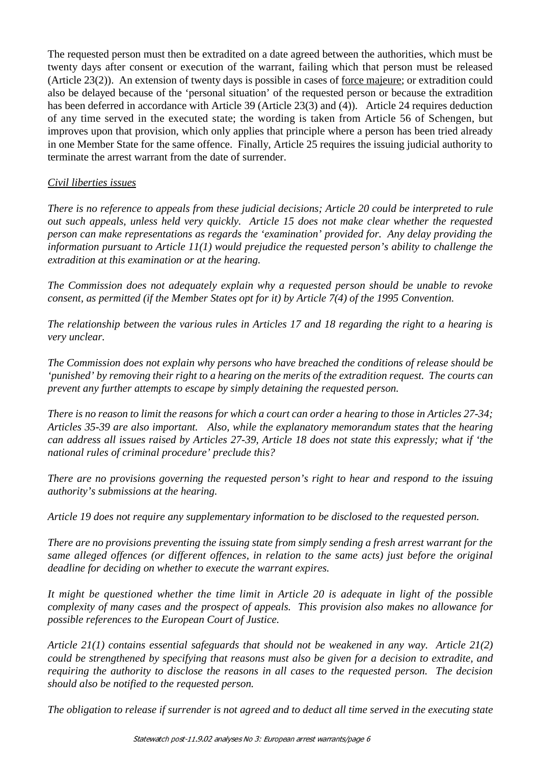The requested person must then be extradited on a date agreed between the authorities, which must be twenty days after consent or execution of the warrant, failing which that person must be released (Article 23(2)). An extension of twenty days is possible in cases of force majeure; or extradition could also be delayed because of the 'personal situation' of the requested person or because the extradition has been deferred in accordance with Article 39 (Article 23(3) and (4)). Article 24 requires deduction of any time served in the executed state; the wording is taken from Article 56 of Schengen, but improves upon that provision, which only applies that principle where a person has been tried already in one Member State for the same offence. Finally, Article 25 requires the issuing judicial authority to terminate the arrest warrant from the date of surrender.

*Civil liberties issues*

*There is no reference to appeals from these judicial decisions; Article 20 could be interpreted to rule out such appeals, unless held very quickly. Article 15 does not make clear whether the requested person can make representations as regards the 'examination' provided for. Any delay providing the information pursuant to Article 11(1) would prejudice the requested person's ability to challenge the extradition at this examination or at the hearing.*

*The Commission does not adequately explain why a requested person should be unable to revoke consent, as permitted (if the Member States opt for it) by Article 7(4) of the 1995 Convention.*

*The relationship between the various rules in Articles 17 and 18 regarding the right to a hearing is very unclear.*

*The Commission does not explain why persons who have breached the conditions of release should be 'punished' by removing their right to a hearing on the merits of the extradition request. The courts can prevent any further attempts to escape by simply detaining the requested person.*

*There is no reason to limit the reasons for which a court can order a hearing to those in Articles 27-34; Articles 35-39 are also important. Also, while the explanatory memorandum states that the hearing can address all issues raised by Articles 27-39, Article 18 does not state this expressly; what if 'the national rules of criminal procedure' preclude this?*

*There are no provisions governing the requested person's right to hear and respond to the issuing authority's submissions at the hearing.*

*Article 19 does not require any supplementary information to be disclosed to the requested person.*

*There are no provisions preventing the issuing state from simply sending a fresh arrest warrant for the same alleged offences (or different offences, in relation to the same acts) just before the original deadline for deciding on whether to execute the warrant expires.*

*It might be questioned whether the time limit in Article 20 is adequate in light of the possible complexity of many cases and the prospect of appeals. This provision also makes no allowance for possible references to the European Court of Justice.*

*Article 21(1) contains essential safeguards that should not be weakened in any way. Article 21(2) could be strengthened by specifying that reasons must also be given for a decision to extradite, and requiring the authority to disclose the reasons in all cases to the requested person. The decision should also be notified to the requested person.*

*The obligation to release if surrender is not agreed and to deduct all time served in the executing state*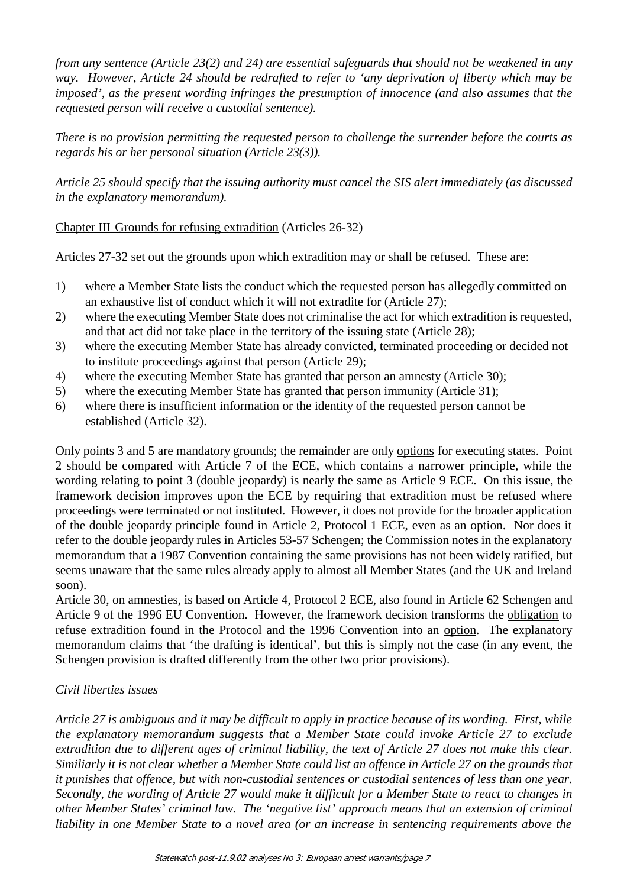*from any sentence (Article 23(2) and 24) are essential safeguards that should not be weakened in any way. However, Article 24 should be redrafted to refer to 'any deprivation of liberty which may be imposed', as the present wording infringes the presumption of innocence (and also assumes that the requested person will receive a custodial sentence).*

*There is no provision permitting the requested person to challenge the surrender before the courts as regards his or her personal situation (Article 23(3)).*

*Article 25 should specify that the issuing authority must cancel the SIS alert immediately (as discussed in the explanatory memorandum).*

Chapter III Grounds for refusing extradition (Articles 26-32)

Articles 27-32 set out the grounds upon which extradition may or shall be refused. These are:

1) where a Member State lists the conduct which the requested person has allegedly committed on an exhaustive list of conduct which it will not extradite for (Article 27);
2) where the executing Member State does not criminalise the act for which extradition is requested, and that act did not take place in the territory of the issuing state (Article 28);
3) where the executing Member State has already convicted, terminated proceeding or decided not to institute proceedings against that person (Article 29);
4) where the executing Member State has granted that person an amnesty (Article 30);
5) where the executing Member State has granted that person immunity (Article 31);
6) where there is insufficient information or the identity of the requested person cannot be established (Article 32).

Only points 3 and 5 are mandatory grounds; the remainder are only options for executing states. Point 2 should be compared with Article 7 of the ECE, which contains a narrower principle, while the wording relating to point 3 (double jeopardy) is nearly the same as Article 9 ECE. On this issue, the framework decision improves upon the ECE by requiring that extradition must be refused where proceedings were terminated or not instituted. However, it does not provide for the broader application of the double jeopardy principle found in Article 2, Protocol 1 ECE, even as an option. Nor does it refer to the double jeopardy rules in Articles 53-57 Schengen; the Commission notes in the explanatory memorandum that a 1987 Convention containing the same provisions has not been widely ratified, but seems unaware that the same rules already apply to almost all Member States (and the UK and Ireland soon).

Article 30, on amnesties, is based on Article 4, Protocol 2 ECE, also found in Article 62 Schengen and Article 9 of the 1996 EU Convention. However, the framework decision transforms the obligation to refuse extradition found in the Protocol and the 1996 Convention into an option. The explanatory memorandum claims that 'the drafting is identical', but this is simply not the case (in any event, the Schengen provision is drafted differently from the other two prior provisions).

*Civil liberties issues*

*Article 27 is ambiguous and it may be difficult to apply in practice because of its wording. First, while the explanatory memorandum suggests that a Member State could invoke Article 27 to exclude extradition due to different ages of criminal liability, the text of Article 27 does not make this clear. Similiarly it is not clear whether a Member State could list an offence in Article 27 on the grounds that it punishes that offence, but with non-custodial sentences or custodial sentences of less than one year. Secondly, the wording of Article 27 would make it difficult for a Member State to react to changes in other Member States' criminal law. The 'negative list' approach means that an extension of criminal liability in one Member State to a novel area (or an increase in sentencing requirements above the*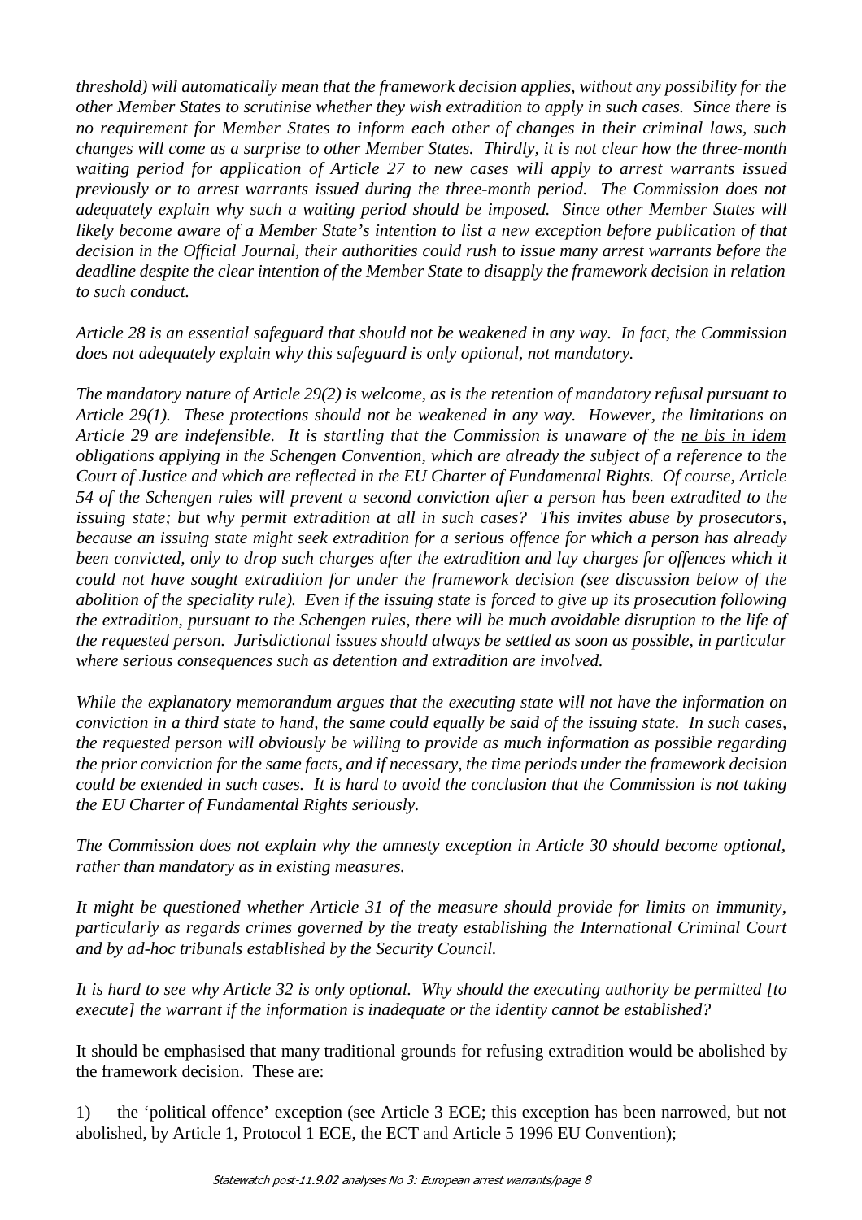*threshold) will automatically mean that the framework decision applies, without any possibility for the other Member States to scrutinise whether they wish extradition to apply in such cases. Since there is no requirement for Member States to inform each other of changes in their criminal laws, such changes will come as a surprise to other Member States. Thirdly, it is not clear how the three-month waiting period for application of Article 27 to new cases will apply to arrest warrants issued previously or to arrest warrants issued during the three-month period. The Commission does not adequately explain why such a waiting period should be imposed. Since other Member States will likely become aware of a Member State's intention to list a new exception before publication of that decision in the Official Journal, their authorities could rush to issue many arrest warrants before the deadline despite the clear intention of the Member State to disapply the framework decision in relation to such conduct.*

*Article 28 is an essential safeguard that should not be weakened in any way. In fact, the Commission does not adequately explain why this safeguard is only optional, not mandatory.*

*The mandatory nature of Article 29(2) is welcome, as is the retention of mandatory refusal pursuant to Article 29(1). These protections should not be weakened in any way. However, the limitations on Article 29 are indefensible. It is startling that the Commission is unaware of the <u>ne bis in idem</u> obligations applying in the Schengen Convention, which are already the subject of a reference to the Court of Justice and which are reflected in the EU Charter of Fundamental Rights. Of course, Article 54 of the Schengen rules will prevent a second conviction after a person has been extradited to the issuing state; but why permit extradition at all in such cases? This invites abuse by prosecutors, because an issuing state might seek extradition for a serious offence for which a person has already been convicted, only to drop such charges after the extradition and lay charges for offences which it could not have sought extradition for under the framework decision (see discussion below of the abolition of the speciality rule). Even if the issuing state is forced to give up its prosecution following the extradition, pursuant to the Schengen rules, there will be much avoidable disruption to the life of the requested person. Jurisdictional issues should always be settled as soon as possible, in particular where serious consequences such as detention and extradition are involved.*

*While the explanatory memorandum argues that the executing state will not have the information on conviction in a third state to hand, the same could equally be said of the issuing state. In such cases, the requested person will obviously be willing to provide as much information as possible regarding the prior conviction for the same facts, and if necessary, the time periods under the framework decision could be extended in such cases. It is hard to avoid the conclusion that the Commission is not taking the EU Charter of Fundamental Rights seriously.*

*The Commission does not explain why the amnesty exception in Article 30 should become optional, rather than mandatory as in existing measures.*

*It might be questioned whether Article 31 of the measure should provide for limits on immunity, particularly as regards crimes governed by the treaty establishing the International Criminal Court and by ad-hoc tribunals established by the Security Council.*

*It is hard to see why Article 32 is only optional. Why should the executing authority be permitted [to execute] the warrant if the information is inadequate or the identity cannot be established?*

It should be emphasised that many traditional grounds for refusing extradition would be abolished by the framework decision. These are:

1) the 'political offence' exception (see Article 3 ECE; this exception has been narrowed, but not abolished, by Article 1, Protocol 1 ECE, the ECT and Article 5 1996 EU Convention);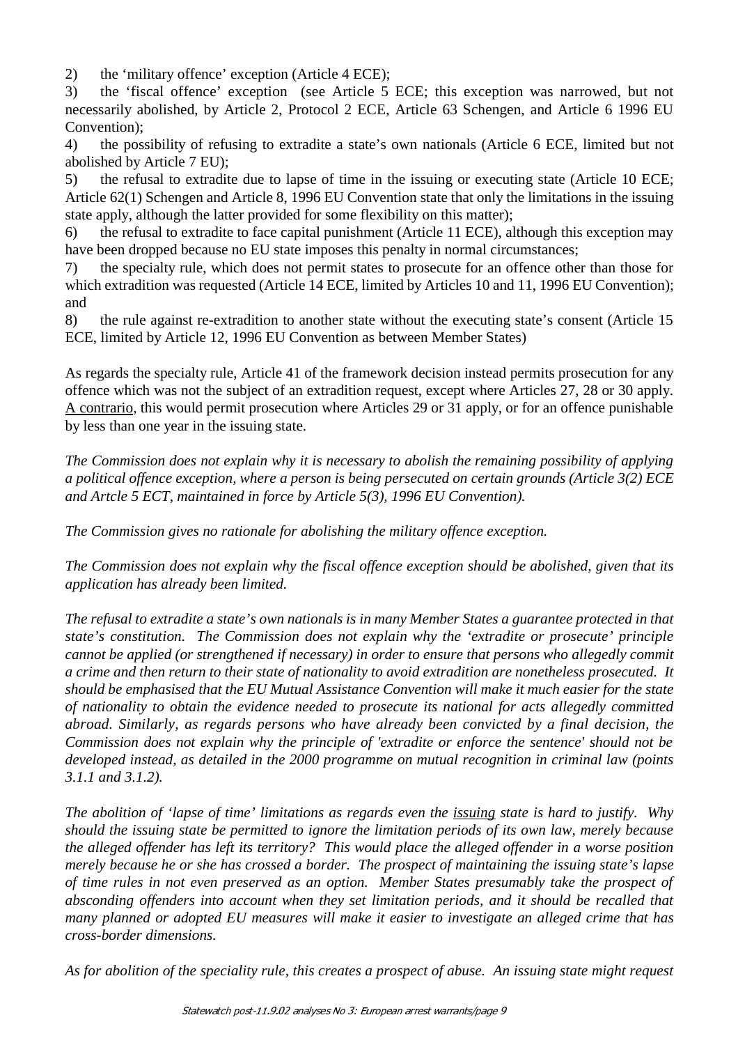2) the 'military offence' exception (Article 4 ECE);

3) the 'fiscal offence' exception (see Article 5 ECE; this exception was narrowed, but not necessarily abolished, by Article 2, Protocol 2 ECE, Article 63 Schengen, and Article 6 1996 EU Convention);

4) the possibility of refusing to extradite a state's own nationals (Article 6 ECE, limited but not abolished by Article 7 EU);

5) the refusal to extradite due to lapse of time in the issuing or executing state (Article 10 ECE; Article 62(1) Schengen and Article 8, 1996 EU Convention state that only the limitations in the issuing state apply, although the latter provided for some flexibility on this matter);

6) the refusal to extradite to face capital punishment (Article 11 ECE), although this exception may have been dropped because no EU state imposes this penalty in normal circumstances;

7) the specialty rule, which does not permit states to prosecute for an offence other than those for which extradition was requested (Article 14 ECE, limited by Articles 10 and 11, 1996 EU Convention); and

8) the rule against re-extradition to another state without the executing state's consent (Article 15 ECE, limited by Article 12, 1996 EU Convention as between Member States)

As regards the specialty rule, Article 41 of the framework decision instead permits prosecution for any offence which was not the subject of an extradition request, except where Articles 27, 28 or 30 apply. A contrario, this would permit prosecution where Articles 29 or 31 apply, or for an offence punishable by less than one year in the issuing state.

*The Commission does not explain why it is necessary to abolish the remaining possibility of applying a political offence exception, where a person is being persecuted on certain grounds (Article 3(2) ECE and Artcle 5 ECT, maintained in force by Article 5(3), 1996 EU Convention).*

*The Commission gives no rationale for abolishing the military offence exception.*

*The Commission does not explain why the fiscal offence exception should be abolished, given that its application has already been limited.*

*The refusal to extradite a state's own nationals is in many Member States a guarantee protected in that state's constitution. The Commission does not explain why the 'extradite or prosecute' principle cannot be applied (or strengthened if necessary) in order to ensure that persons who allegedly commit a crime and then return to their state of nationality to avoid extradition are nonetheless prosecuted. It should be emphasised that the EU Mutual Assistance Convention will make it much easier for the state of nationality to obtain the evidence needed to prosecute its national for acts allegedly committed abroad. Similarly, as regards persons who have already been convicted by a final decision, the Commission does not explain why the principle of 'extradite or enforce the sentence' should not be developed instead, as detailed in the 2000 programme on mutual recognition in criminal law (points 3.1.1 and 3.1.2).*

*The abolition of 'lapse of time' limitations as regards even the issuing state is hard to justify. Why should the issuing state be permitted to ignore the limitation periods of its own law, merely because the alleged offender has left its territory? This would place the alleged offender in a worse position merely because he or she has crossed a border. The prospect of maintaining the issuing state's lapse of time rules in not even preserved as an option. Member States presumably take the prospect of absconding offenders into account when they set limitation periods, and it should be recalled that many planned or adopted EU measures will make it easier to investigate an alleged crime that has cross-border dimensions.*

*As for abolition of the speciality rule, this creates a prospect of abuse. An issuing state might request*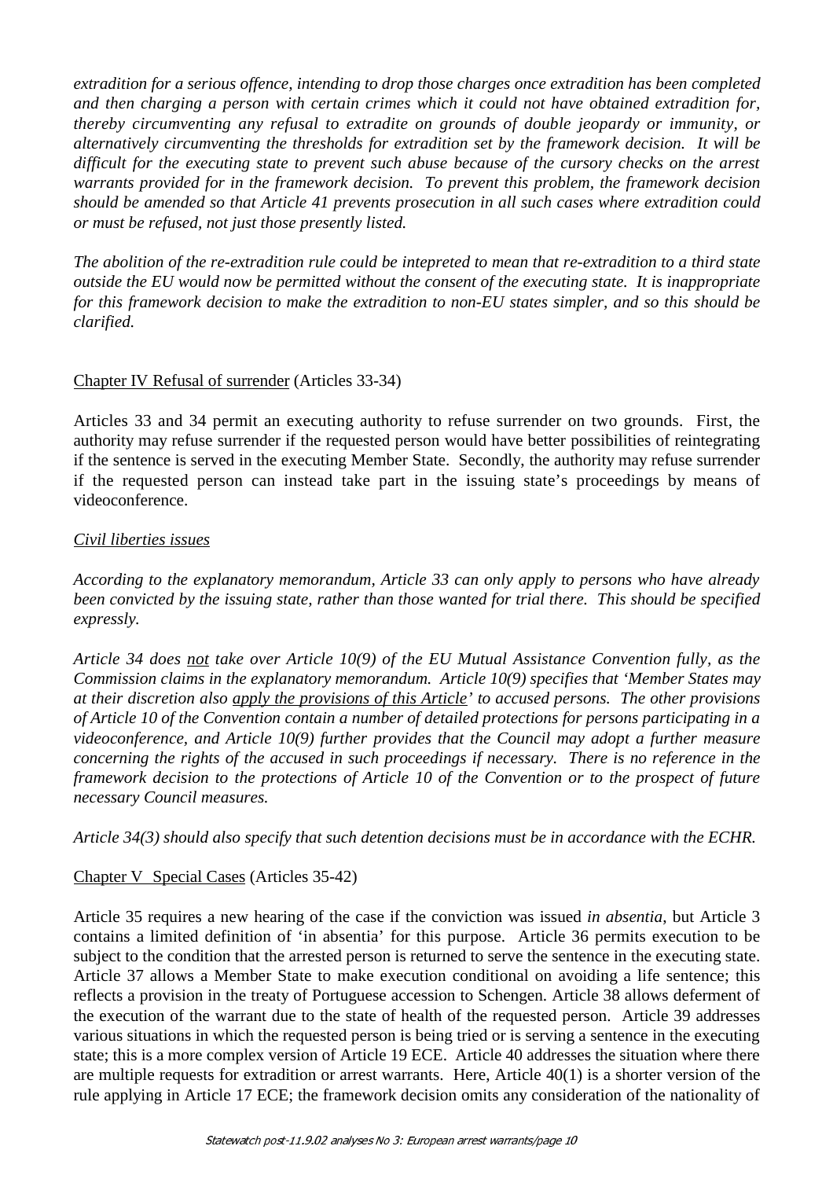*extradition for a serious offence, intending to drop those charges once extradition has been completed and then charging a person with certain crimes which it could not have obtained extradition for, thereby circumventing any refusal to extradite on grounds of double jeopardy or immunity, or alternatively circumventing the thresholds for extradition set by the framework decision. It will be difficult for the executing state to prevent such abuse because of the cursory checks on the arrest warrants provided for in the framework decision. To prevent this problem, the framework decision should be amended so that Article 41 prevents prosecution in all such cases where extradition could or must be refused, not just those presently listed.*

*The abolition of the re-extradition rule could be intepreted to mean that re-extradition to a third state outside the EU would now be permitted without the consent of the executing state. It is inappropriate for this framework decision to make the extradition to non-EU states simpler, and so this should be clarified.*

<u>Chapter IV Refusal of surrender</u> (Articles 33-34)

Articles 33 and 34 permit an executing authority to refuse surrender on two grounds. First, the authority may refuse surrender if the requested person would have better possibilities of reintegrating if the sentence is served in the executing Member State. Secondly, the authority may refuse surrender if the requested person can instead take part in the issuing state's proceedings by means of videoconference.

*<u>Civil liberties issues</u>*

*According to the explanatory memorandum, Article 33 can only apply to persons who have already been convicted by the issuing state, rather than those wanted for trial there. This should be specified expressly.*

*Article 34 does <u>not</u> take over Article 10(9) of the EU Mutual Assistance Convention fully, as the Commission claims in the explanatory memorandum. Article 10(9) specifies that 'Member States may at their discretion also <u>apply the provisions of this Article</u>' to accused persons. The other provisions of Article 10 of the Convention contain a number of detailed protections for persons participating in a videoconference, and Article 10(9) further provides that the Council may adopt a further measure concerning the rights of the accused in such proceedings if necessary. There is no reference in the framework decision to the protections of Article 10 of the Convention or to the prospect of future necessary Council measures.*

*Article 34(3) should also specify that such detention decisions must be in accordance with the ECHR.*

<u>Chapter V Special Cases</u> (Articles 35-42)

Article 35 requires a new hearing of the case if the conviction was issued *in absentia*, but Article 3 contains a limited definition of 'in absentia' for this purpose. Article 36 permits execution to be subject to the condition that the arrested person is returned to serve the sentence in the executing state. Article 37 allows a Member State to make execution conditional on avoiding a life sentence; this reflects a provision in the treaty of Portuguese accession to Schengen. Article 38 allows deferment of the execution of the warrant due to the state of health of the requested person. Article 39 addresses various situations in which the requested person is being tried or is serving a sentence in the executing state; this is a more complex version of Article 19 ECE. Article 40 addresses the situation where there are multiple requests for extradition or arrest warrants. Here, Article 40(1) is a shorter version of the rule applying in Article 17 ECE; the framework decision omits any consideration of the nationality of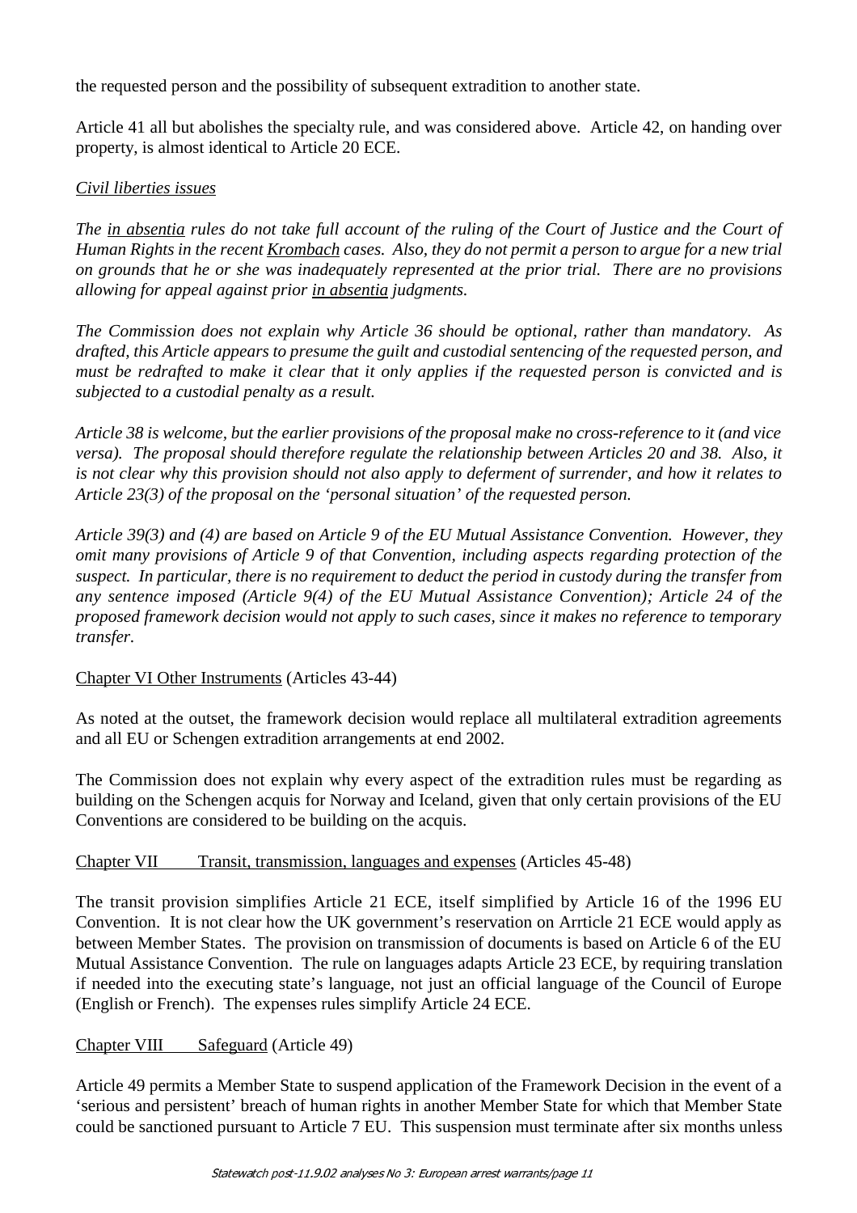the requested person and the possibility of subsequent extradition to another state.

Article 41 all but abolishes the specialty rule, and was considered above. Article 42, on handing over property, is almost identical to Article 20 ECE.

*Civil liberties issues*

*The in absentia rules do not take full account of the ruling of the Court of Justice and the Court of Human Rights in the recent Krombach cases. Also, they do not permit a person to argue for a new trial on grounds that he or she was inadequately represented at the prior trial. There are no provisions allowing for appeal against prior in absentia judgments.*

*The Commission does not explain why Article 36 should be optional, rather than mandatory. As drafted, this Article appears to presume the guilt and custodial sentencing of the requested person, and must be redrafted to make it clear that it only applies if the requested person is convicted and is subjected to a custodial penalty as a result.*

*Article 38 is welcome, but the earlier provisions of the proposal make no cross-reference to it (and vice versa). The proposal should therefore regulate the relationship between Articles 20 and 38. Also, it is not clear why this provision should not also apply to deferment of surrender, and how it relates to Article 23(3) of the proposal on the 'personal situation' of the requested person.*

*Article 39(3) and (4) are based on Article 9 of the EU Mutual Assistance Convention. However, they omit many provisions of Article 9 of that Convention, including aspects regarding protection of the suspect. In particular, there is no requirement to deduct the period in custody during the transfer from any sentence imposed (Article 9(4) of the EU Mutual Assistance Convention); Article 24 of the proposed framework decision would not apply to such cases, since it makes no reference to temporary transfer.*

Chapter VI Other Instruments (Articles 43-44)

As noted at the outset, the framework decision would replace all multilateral extradition agreements and all EU or Schengen extradition arrangements at end 2002.

The Commission does not explain why every aspect of the extradition rules must be regarding as building on the Schengen acquis for Norway and Iceland, given that only certain provisions of the EU Conventions are considered to be building on the acquis.

Chapter VII Transit, transmission, languages and expenses (Articles 45-48)

The transit provision simplifies Article 21 ECE, itself simplified by Article 16 of the 1996 EU Convention. It is not clear how the UK government's reservation on Arrticle 21 ECE would apply as between Member States. The provision on transmission of documents is based on Article 6 of the EU Mutual Assistance Convention. The rule on languages adapts Article 23 ECE, by requiring translation if needed into the executing state's language, not just an official language of the Council of Europe (English or French). The expenses rules simplify Article 24 ECE.

Chapter VIII Safeguard (Article 49)

Article 49 permits a Member State to suspend application of the Framework Decision in the event of a 'serious and persistent' breach of human rights in another Member State for which that Member State could be sanctioned pursuant to Article 7 EU. This suspension must terminate after six months unless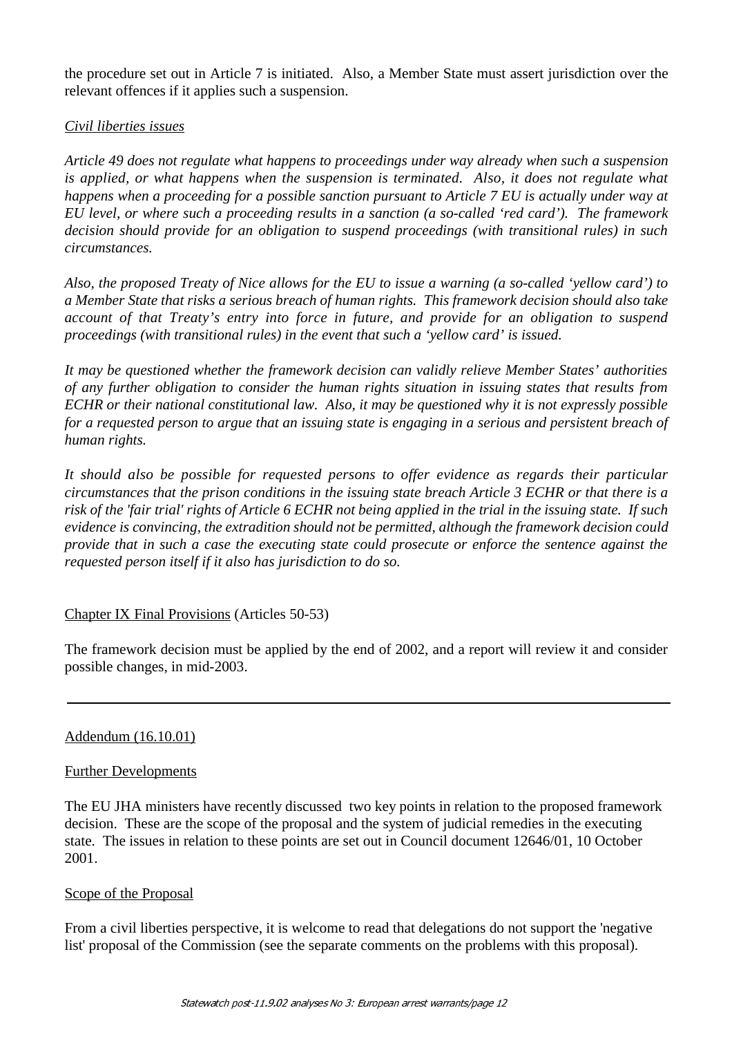the procedure set out in Article 7 is initiated. Also, a Member State must assert jurisdiction over the relevant offences if it applies such a suspension.

*Civil liberties issues*

*Article 49 does not regulate what happens to proceedings under way already when such a suspension is applied, or what happens when the suspension is terminated. Also, it does not regulate what happens when a proceeding for a possible sanction pursuant to Article 7 EU is actually under way at EU level, or where such a proceeding results in a sanction (a so-called 'red card'). The framework decision should provide for an obligation to suspend proceedings (with transitional rules) in such circumstances.*

*Also, the proposed Treaty of Nice allows for the EU to issue a warning (a so-called 'yellow card') to a Member State that risks a serious breach of human rights. This framework decision should also take account of that Treaty's entry into force in future, and provide for an obligation to suspend proceedings (with transitional rules) in the event that such a 'yellow card' is issued.*

*It may be questioned whether the framework decision can validly relieve Member States' authorities of any further obligation to consider the human rights situation in issuing states that results from ECHR or their national constitutional law. Also, it may be questioned why it is not expressly possible for a requested person to argue that an issuing state is engaging in a serious and persistent breach of human rights.*

*It should also be possible for requested persons to offer evidence as regards their particular circumstances that the prison conditions in the issuing state breach Article 3 ECHR or that there is a risk of the 'fair trial' rights of Article 6 ECHR not being applied in the trial in the issuing state. If such evidence is convincing, the extradition should not be permitted, although the framework decision could provide that in such a case the executing state could prosecute or enforce the sentence against the requested person itself if it also has jurisdiction to do so.*

Chapter IX Final Provisions (Articles 50-53)

The framework decision must be applied by the end of 2002, and a report will review it and consider possible changes, in mid-2003.

---

Addendum (16.10.01)

Further Developments

The EU JHA ministers have recently discussed two key points in relation to the proposed framework decision. These are the scope of the proposal and the system of judicial remedies in the executing state. The issues in relation to these points are set out in Council document 12646/01, 10 October 2001.

Scope of the Proposal

From a civil liberties perspective, it is welcome to read that delegations do not support the 'negative list' proposal of the Commission (see the separate comments on the problems with this proposal).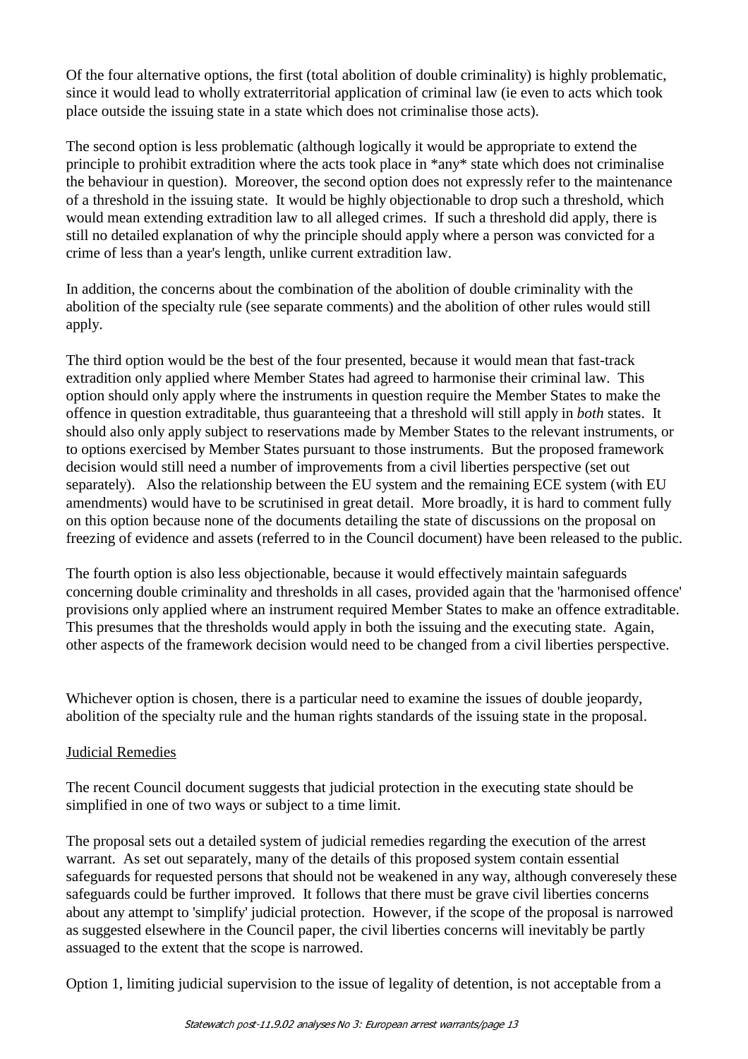Of the four alternative options, the first (total abolition of double criminality) is highly problematic, since it would lead to wholly extraterritorial application of criminal law (ie even to acts which took place outside the issuing state in a state which does not criminalise those acts).

The second option is less problematic (although logically it would be appropriate to extend the principle to prohibit extradition where the acts took place in *any* state which does not criminalise the behaviour in question). Moreover, the second option does not expressly refer to the maintenance of a threshold in the issuing state. It would be highly objectionable to drop such a threshold, which would mean extending extradition law to all alleged crimes. If such a threshold did apply, there is still no detailed explanation of why the principle should apply where a person was convicted for a crime of less than a year's length, unlike current extradition law.

In addition, the concerns about the combination of the abolition of double criminality with the abolition of the specialty rule (see separate comments) and the abolition of other rules would still apply.

The third option would be the best of the four presented, because it would mean that fast-track extradition only applied where Member States had agreed to harmonise their criminal law. This option should only apply where the instruments in question require the Member States to make the offence in question extraditable, thus guaranteeing that a threshold will still apply in *both* states. It should also only apply subject to reservations made by Member States to the relevant instruments, or to options exercised by Member States pursuant to those instruments. But the proposed framework decision would still need a number of improvements from a civil liberties perspective (set out separately). Also the relationship between the EU system and the remaining ECE system (with EU amendments) would have to be scrutinised in great detail. More broadly, it is hard to comment fully on this option because none of the documents detailing the state of discussions on the proposal on freezing of evidence and assets (referred to in the Council document) have been released to the public.

The fourth option is also less objectionable, because it would effectively maintain safeguards concerning double criminality and thresholds in all cases, provided again that the 'harmonised offence' provisions only applied where an instrument required Member States to make an offence extraditable. This presumes that the thresholds would apply in both the issuing and the executing state. Again, other aspects of the framework decision would need to be changed from a civil liberties perspective.

Whichever option is chosen, there is a particular need to examine the issues of double jeopardy, abolition of the specialty rule and the human rights standards of the issuing state in the proposal.

## Judicial Remedies

The recent Council document suggests that judicial protection in the executing state should be simplified in one of two ways or subject to a time limit.

The proposal sets out a detailed system of judicial remedies regarding the execution of the arrest warrant. As set out separately, many of the details of this proposed system contain essential safeguards for requested persons that should not be weakened in any way, although converesely these safeguards could be further improved. It follows that there must be grave civil liberties concerns about any attempt to 'simplify' judicial protection. However, if the scope of the proposal is narrowed as suggested elsewhere in the Council paper, the civil liberties concerns will inevitably be partly assuaged to the extent that the scope is narrowed.

Option 1, limiting judicial supervision to the issue of legality of detention, is not acceptable from a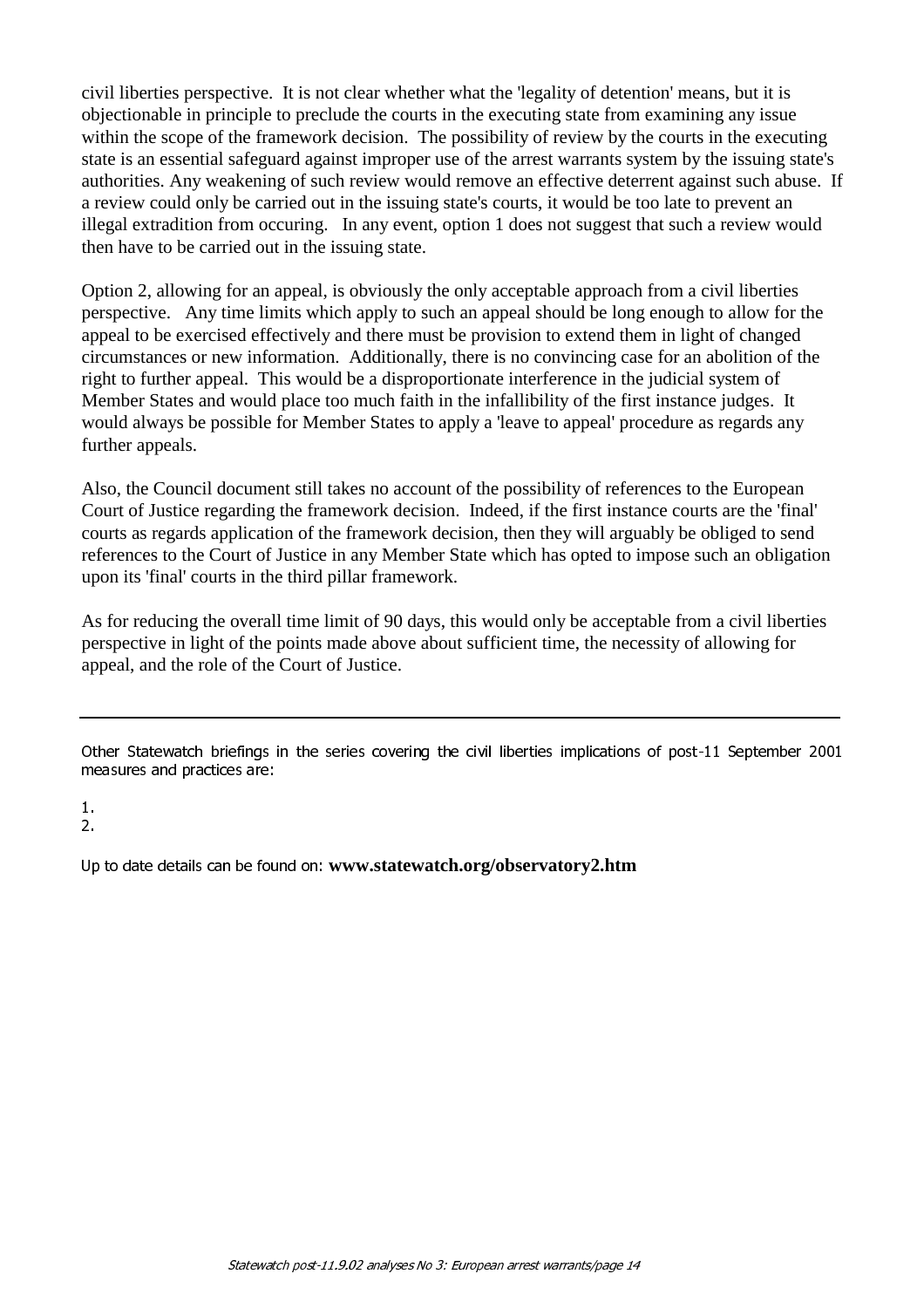civil liberties perspective. It is not clear whether what the 'legality of detention' means, but it is objectionable in principle to preclude the courts in the executing state from examining any issue within the scope of the framework decision. The possibility of review by the courts in the executing state is an essential safeguard against improper use of the arrest warrants system by the issuing state's authorities. Any weakening of such review would remove an effective deterrent against such abuse. If a review could only be carried out in the issuing state's courts, it would be too late to prevent an illegal extradition from occuring. In any event, option 1 does not suggest that such a review would then have to be carried out in the issuing state.

Option 2, allowing for an appeal, is obviously the only acceptable approach from a civil liberties perspective. Any time limits which apply to such an appeal should be long enough to allow for the appeal to be exercised effectively and there must be provision to extend them in light of changed circumstances or new information. Additionally, there is no convincing case for an abolition of the right to further appeal. This would be a disproportionate interference in the judicial system of Member States and would place too much faith in the infallibility of the first instance judges. It would always be possible for Member States to apply a 'leave to appeal' procedure as regards any further appeals.

Also, the Council document still takes no account of the possibility of references to the European Court of Justice regarding the framework decision. Indeed, if the first instance courts are the 'final' courts as regards application of the framework decision, then they will arguably be obliged to send references to the Court of Justice in any Member State which has opted to impose such an obligation upon its 'final' courts in the third pillar framework.

As for reducing the overall time limit of 90 days, this would only be acceptable from a civil liberties perspective in light of the points made above about sufficient time, the necessity of allowing for appeal, and the role of the Court of Justice.

---

Other Statewatch briefings in the series covering the civil liberties implications of post-11 September 2001 measures and practices are:

1.
2.

Up to date details can be found on: **www.statewatch.org/observatory2.htm**